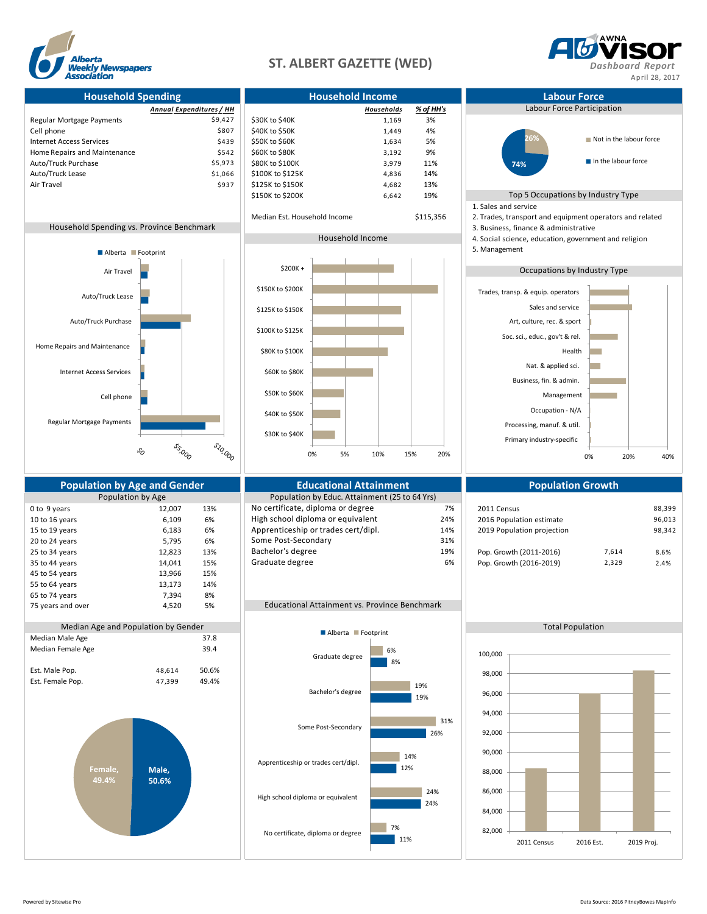Alberta Weekly Newspapers Association

# ST. ALBERT GAZETTE (WED)

AWNA Advisor Dashboard Report

April 28, 2017

## Household Spending

| | Annual Expenditures / HH |
|---|---|
| Regular Mortgage Payments | $9,427 |
| Cell phone | $807 |
| Internet Access Services | $439 |
| Home Repairs and Maintenance | $542 |
| Auto/Truck Purchase | $5,973 |
| Auto/Truck Lease | $1,066 |
| Air Travel | $937 |

### Household Spending vs. Province Benchmark

Alberta
Footprint

Air Travel
Auto/Truck Lease
Auto/Truck Purchase
Home Repairs and Maintenance
Internet Access Services
Cell phone
Regular Mortgage Payments

$0
$5,000
$10,000

## Household Income

| | Households | % of HH's |
|---|---|---|
| $30K to $40K | 1,169 | 3% |
| $40K to $50K | 1,449 | 4% |
| $50K to $60K | 1,634 | 5% |
| $60K to $80K | 3,192 | 9% |
| $80K to $100K | 3,979 | 11% |
| $100K to $125K | 4,836 | 14% |
| $125K to $150K | 4,682 | 13% |
| $150K to $200K | 6,642 | 19% |

Median Est. Household Income $115,356

### Household Income

$200K +
$150K to $200K
$125K to $150K
$100K to $125K
$80K to $100K
$60K to $80K
$50K to $60K
$40K to $50K
$30K to $40K

0%
5%
10%
15%
20%

## Labour Force

### Labour Force Participation

26%
74%

Not in the labour force
In the labour force

### Top 5 Occupations by Industry Type

1. Sales and service
2. Trades, transport and equipment operators and related
3. Business, finance & administrative
4. Social science, education, government and religion
5. Management

### Occupations by Industry Type

Trades, transp. & equip. operators
Sales and service
Art, culture, rec. & sport
Soc. sci., educ., gov't & rel.
Health
Nat. & applied sci.
Business, fin. & admin.
Management
Occupation - N/A
Processing, manuf. & util.
Primary industry-specific

0%
20%
40%

## Population by Age and Gender

### Population by Age

| | | |
|---|---|---|
| 0 to 9 years | 12,007 | 13% |
| 10 to 16 years | 6,109 | 6% |
| 15 to 19 years | 6,183 | 6% |
| 20 to 24 years | 5,795 | 6% |
| 25 to 34 years | 12,823 | 13% |
| 35 to 44 years | 14,041 | 15% |
| 45 to 54 years | 13,966 | 15% |
| 55 to 64 years | 13,173 | 14% |
| 65 to 74 years | 7,394 | 8% |
| 75 years and over | 4,520 | 5% |

### Median Age and Population by Gender

| | | |
|---|---|---|
| Median Male Age | | 37.8 |
| Median Female Age | | 39.4 |
| Est. Male Pop. | 48,614 | 50.6% |
| Est. Female Pop. | 47,399 | 49.4% |

Female, 49.4%
Male, 50.6%

## Educational Attainment

### Population by Educ. Attainment (25 to 64 Yrs)

| | |
|---|---|
| No certificate, diploma or degree | 7% |
| High school diploma or equivalent | 24% |
| Apprenticeship or trades cert/dipl. | 14% |
| Some Post-Secondary | 31% |
| Bachelor's degree | 19% |
| Graduate degree | 6% |

### Educational Attainment vs. Province Benchmark

Alberta
Footprint

Graduate degree 6% 8%
Bachelor's degree 19% 19%
Some Post-Secondary 31% 26%
Apprenticeship or trades cert/dipl. 14% 12%
High school diploma or equivalent 24% 24%
No certificate, diploma or degree 7% 11%

## Population Growth

| | | |
|---|---|---|
| 2011 Census | | 88,399 |
| 2016 Population estimate | | 96,013 |
| 2019 Population projection | | 98,342 |
| Pop. Growth (2011-2016) | 7,614 | 8.6% |
| Pop. Growth (2016-2019) | 2,329 | 2.4% |

### Total Population

100,000
98,000
96,000
94,000
92,000
90,000
88,000
86,000
84,000
82,000

2011 Census
2016 Est.
2019 Proj.

Powered by Sitewise Pro

Data Source: 2016 PitneyBowes MapInfo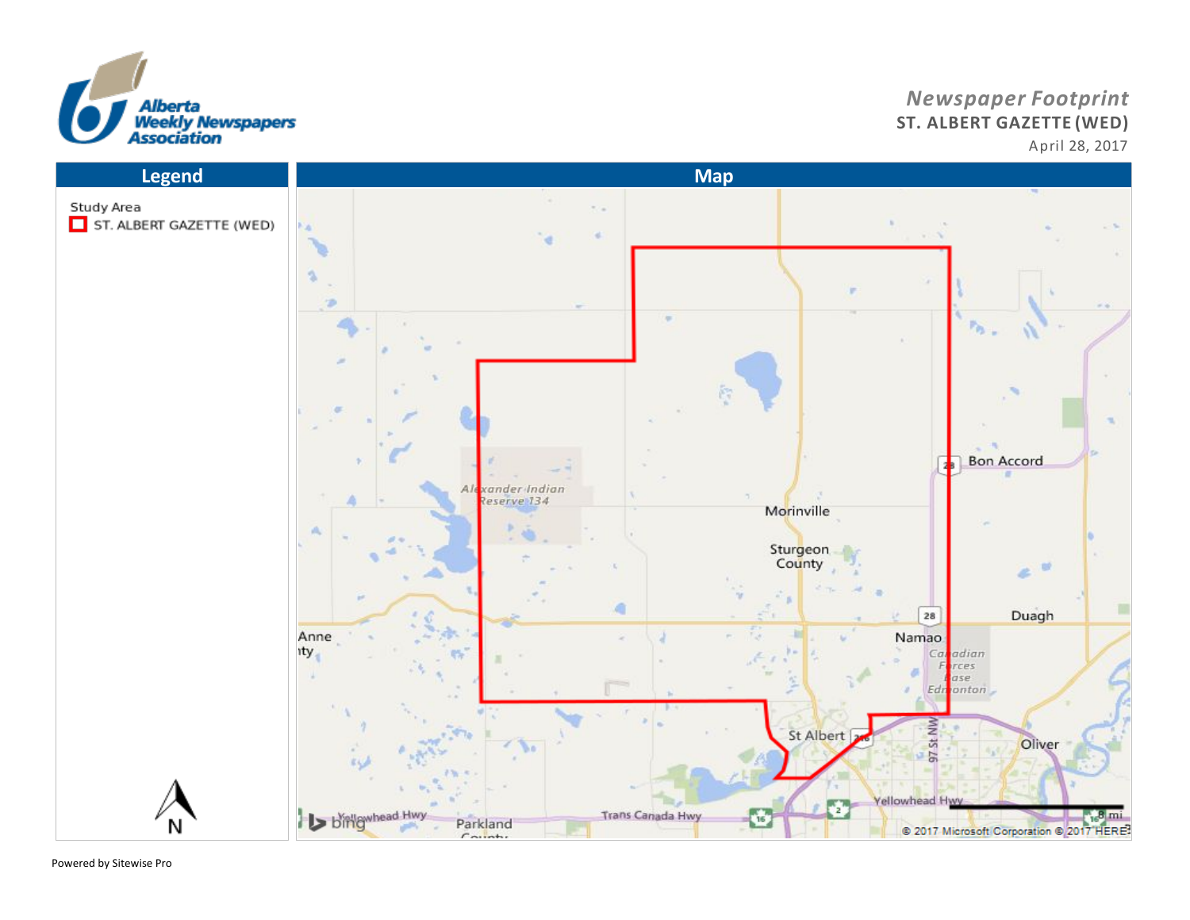Alberta Weekly Newspapers Association

*Newspaper Footprint*

**ST. ALBERT GAZETTE (WED)**

April 28, 2017

## Legend

Study Area

ST. ALBERT GAZETTE (WED)

N

## Map

Alexander Indian Reserve 134

Bon Accord

Morinville

Sturgeon County

Duagh

Anne
ity

Namao

Canadian Forces Base Edmonton

St Albert

Oliver

97 St NW

Yellowhead Hwy

Trans Canada Hwy

Parkland County

28

8 mi

© 2017 Microsoft Corporation © 2017 HERE

Powered by Sitewise Pro